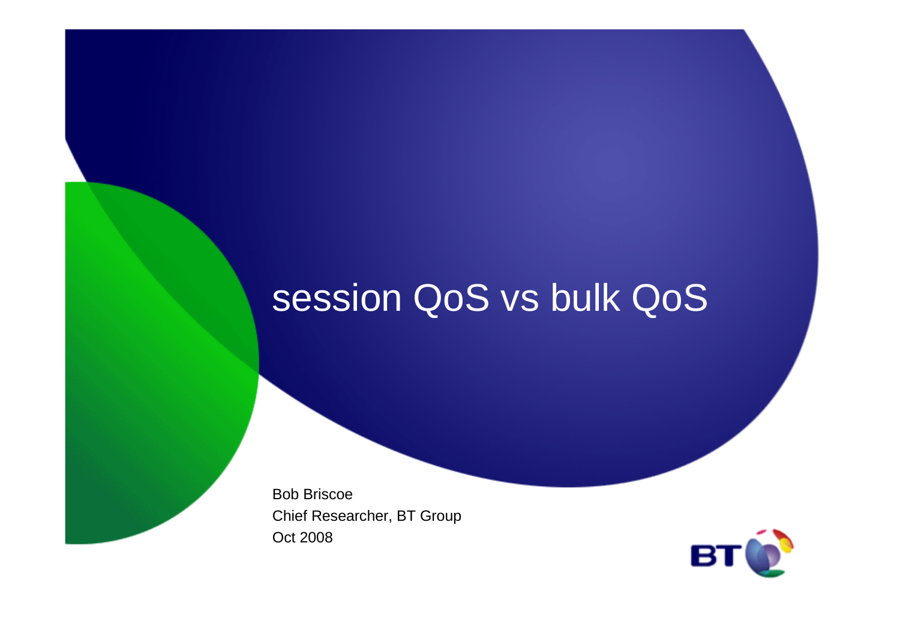# session QoS vs bulk QoS

Bob Briscoe

Chief Researcher, BT Group

Oct 2008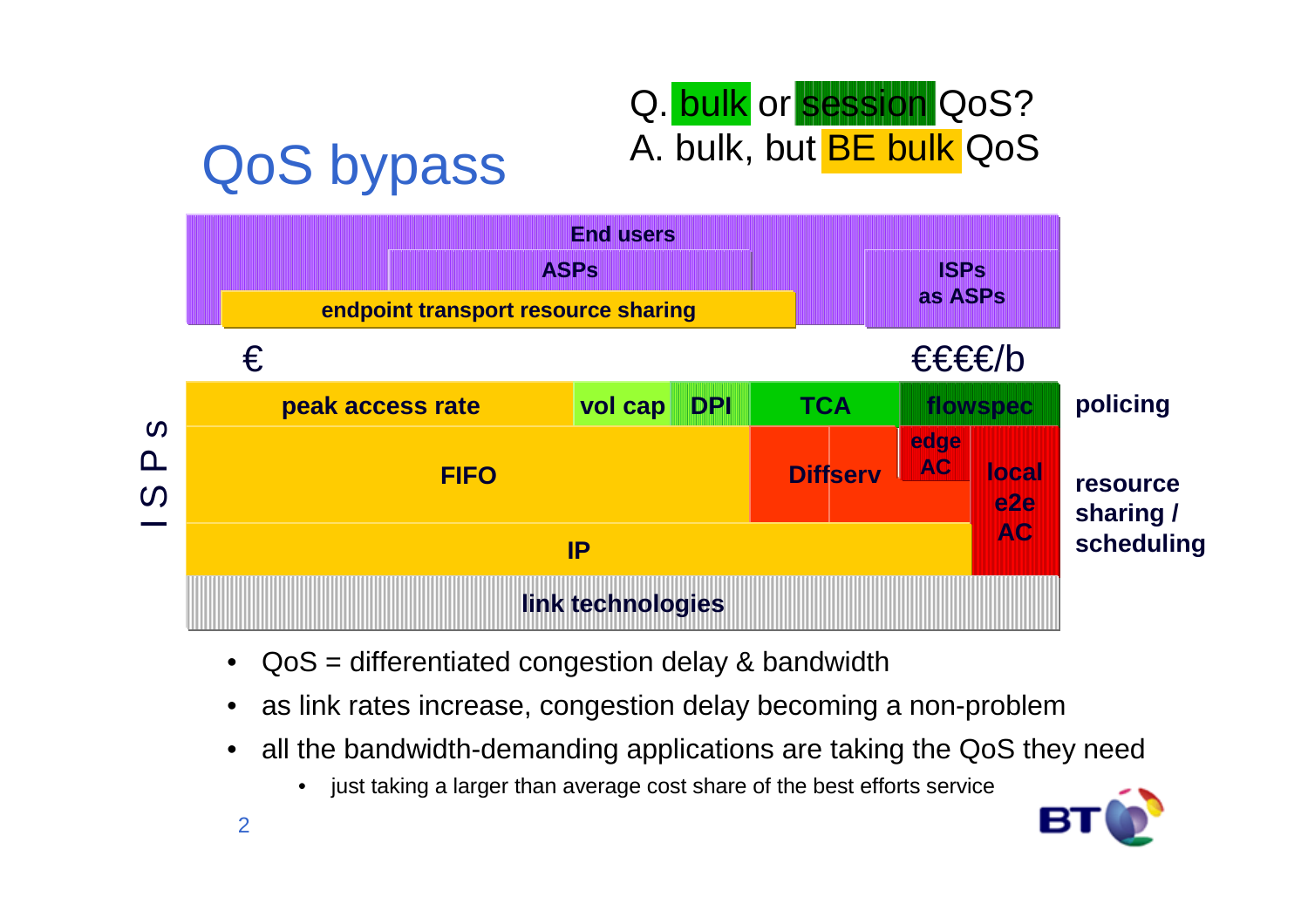# QoS bypass

Q. bulk or session QoS?
A. bulk, but BE bulk QoS

| End users | | | | | | | |
|---|---|---|---|---|---|---|---|
| | ASPs | | | | ISPs as ASPs | | |
| endpoint transport resource sharing | | | | | | | |

€ … €€€€/b

**ISPs**

| peak access rate | vol cap | DPI | TCA | flowspec | | policing |
|---|---|---|---|---|---|---|
| FIFO | | | Diffserv | edge AC | local e2e AC | resource sharing / scheduling |
| IP | | | | | | |
| link technologies | | | | | | |

- QoS = differentiated congestion delay & bandwidth
- as link rates increase, congestion delay becoming a non-problem
- all the bandwidth-demanding applications are taking the QoS they need
  - just taking a larger than average cost share of the best efforts service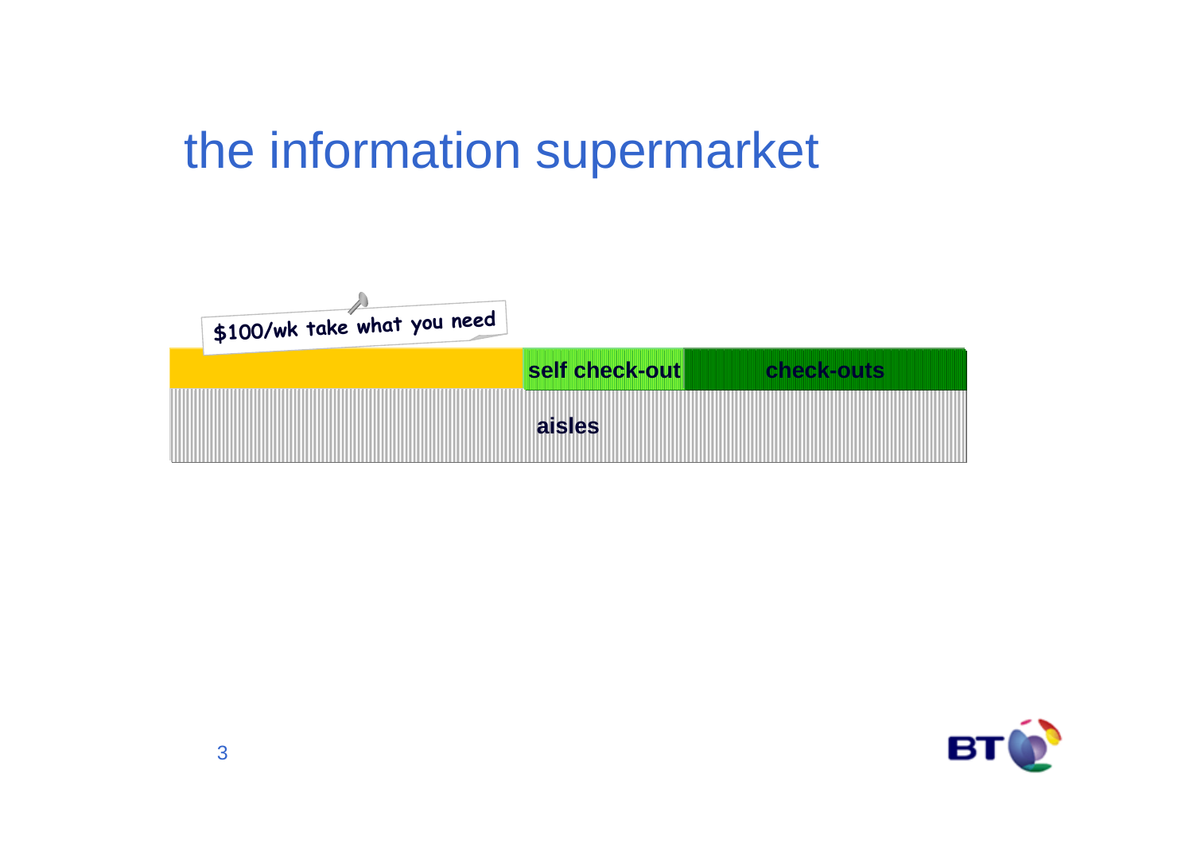# the information supermarket

$100/wk take what you need

self check-out

check-outs

aisles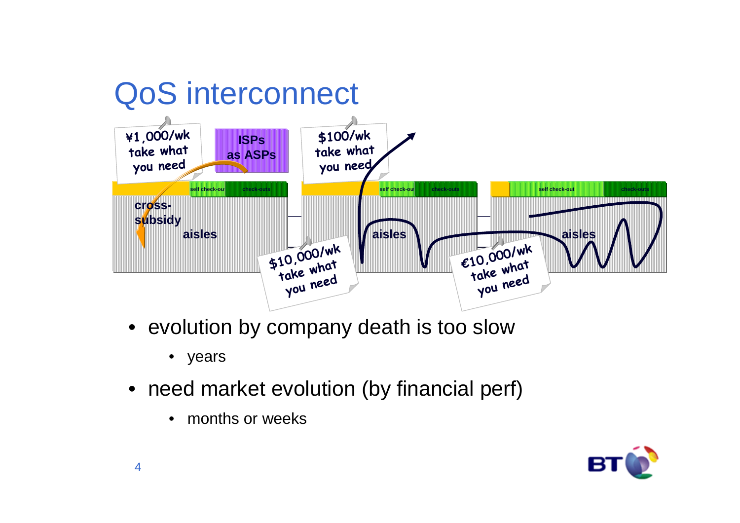# QoS interconnect

¥1,000/wk take what you need

ISPs as ASPs

$100/wk take what you need

self check-out | check-outs

cross-subsidy

aisles

$10,000/wk take what you need

€10,000/wk take what you need

- evolution by company death is too slow
  - years
- need market evolution (by financial perf)
  - months or weeks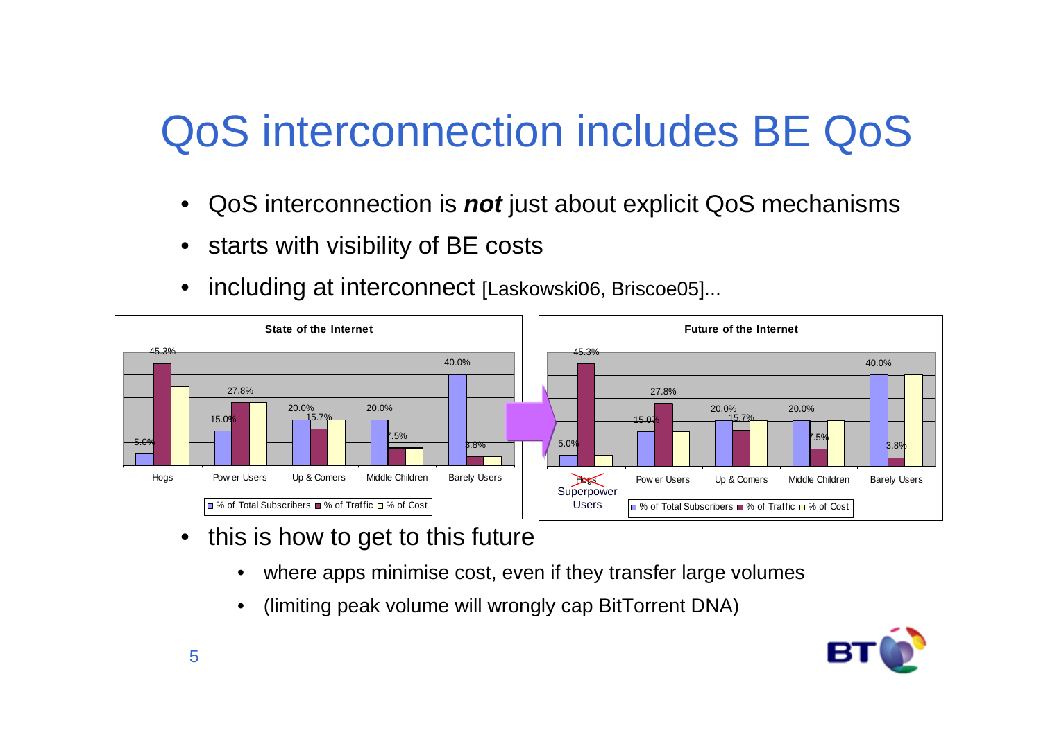# QoS interconnection includes BE QoS

- QoS interconnection is ***not*** just about explicit QoS mechanisms
- starts with visibility of BE costs
- including at interconnect [Laskowski06, Briscoe05]...

**State of the Internet**

| | Hogs | Power Users | Up & Comers | Middle Children | Barely Users |
|---|---|---|---|---|---|
| % of Total Subscribers | 5.0% | 15.0% | 20.0% | 20.0% | 40.0% |
| % of Traffic | 45.3% | 27.8% | 15.7% | 7.5% | 3.8% |

**Future of the Internet**

| | ~~Hogs~~ Superpower Users | Power Users | Up & Comers | Middle Children | Barely Users |
|---|---|---|---|---|---|
| % of Total Subscribers | 5.0% | 15.0% | 20.0% | 20.0% | 40.0% |
| % of Traffic | 45.3% | 27.8% | 15.7% | 7.5% | 3.8% |

- this is how to get to this future
  - where apps minimise cost, even if they transfer large volumes
  - (limiting peak volume will wrongly cap BitTorrent DNA)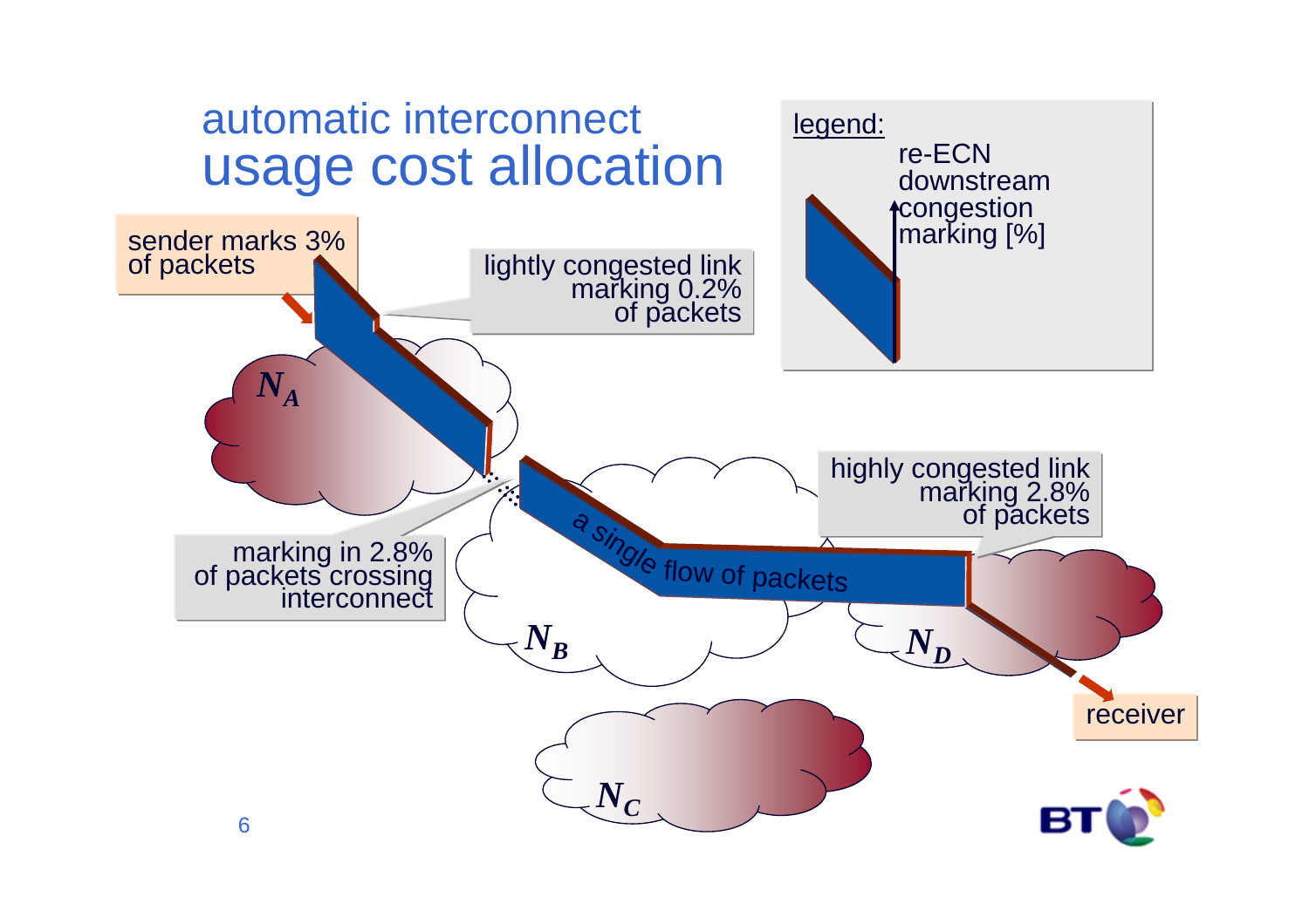# automatic interconnect usage cost allocation

legend: re-ECN downstream congestion marking [%]

sender marks 3% of packets

lightly congested link marking 0.2% of packets

$N_A$

marking in 2.8% of packets crossing interconnect

a single flow of packets

$N_B$

highly congested link marking 2.8% of packets

$N_D$

receiver

$N_C$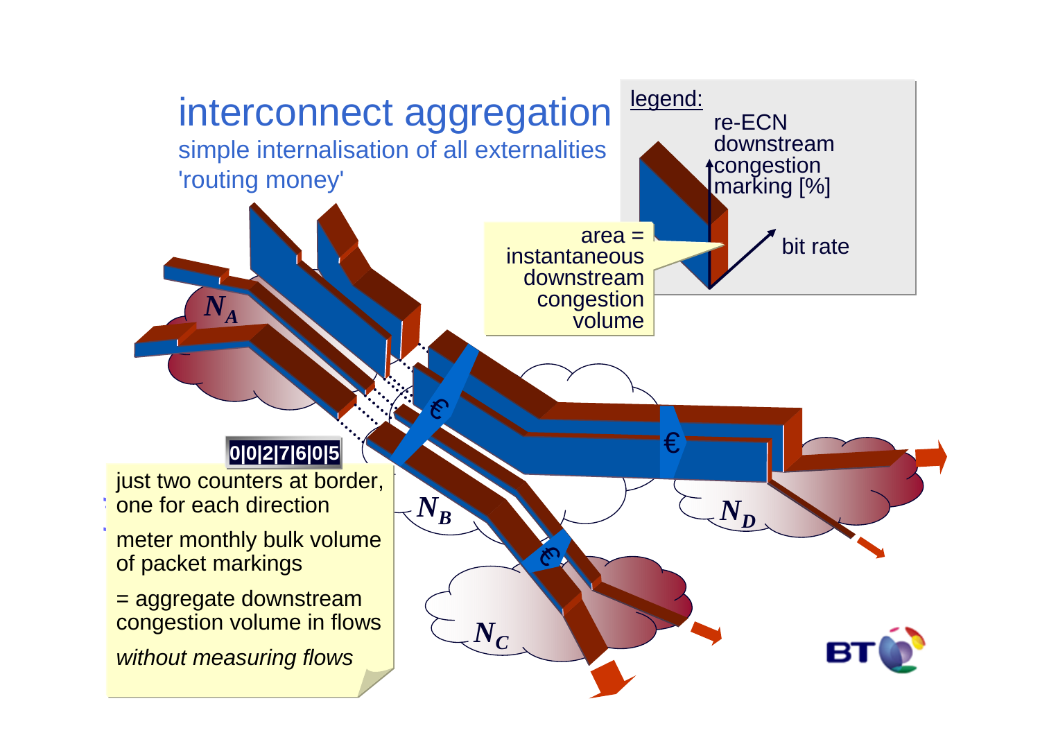# interconnect aggregation

simple internalisation of all externalities

'routing money'

legend:

re-ECN downstream congestion marking [%]

bit rate

area = instantaneous downstream congestion volume

$N_A$

$N_B$

$N_C$

$N_D$

€

€

€

0|0|2|7|6|0|5

just two counters at border, one for each direction

meter monthly bulk volume of packet markings

= aggregate downstream congestion volume in flows

*without measuring flows*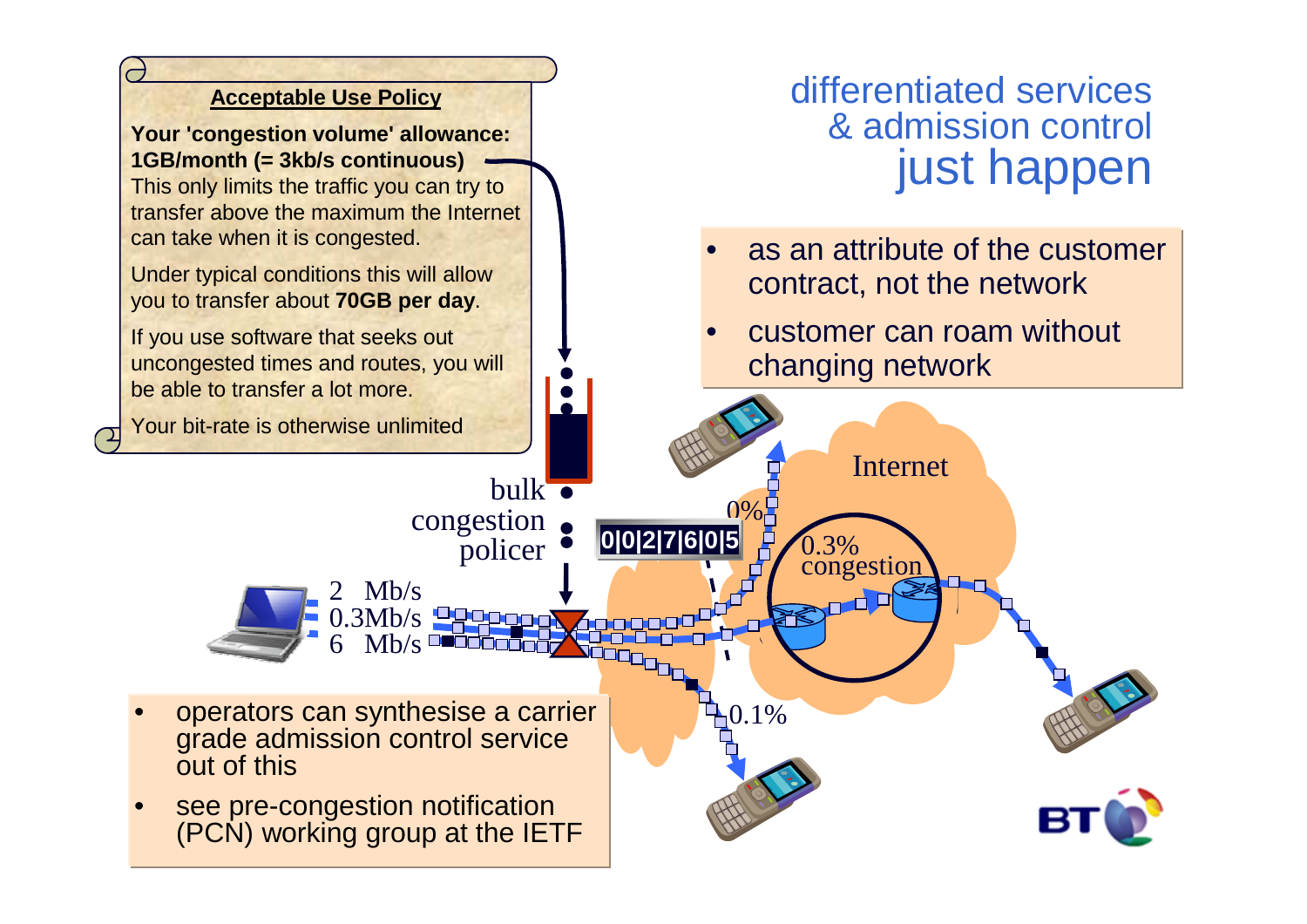# differentiated services & admission control just happen

- as an attribute of the customer contract, not the network
- customer can roam without changing network

**Acceptable Use Policy**

**Your 'congestion volume' allowance: 1GB/month (= 3kb/s continuous)**
This only limits the traffic you can try to transfer above the maximum the Internet can take when it is congested.

Under typical conditions this will allow you to transfer about **70GB per day**.

If you use software that seeks out uncongested times and routes, you will be able to transfer a lot more.

Your bit-rate is otherwise unlimited

bulk congestion policer

0|0|2|7|6|0|5

2 Mb/s
0.3Mb/s
6 Mb/s

Internet

0%

0.3% congestion

0.1%

- operators can synthesise a carrier grade admission control service out of this
- see pre-congestion notification (PCN) working group at the IETF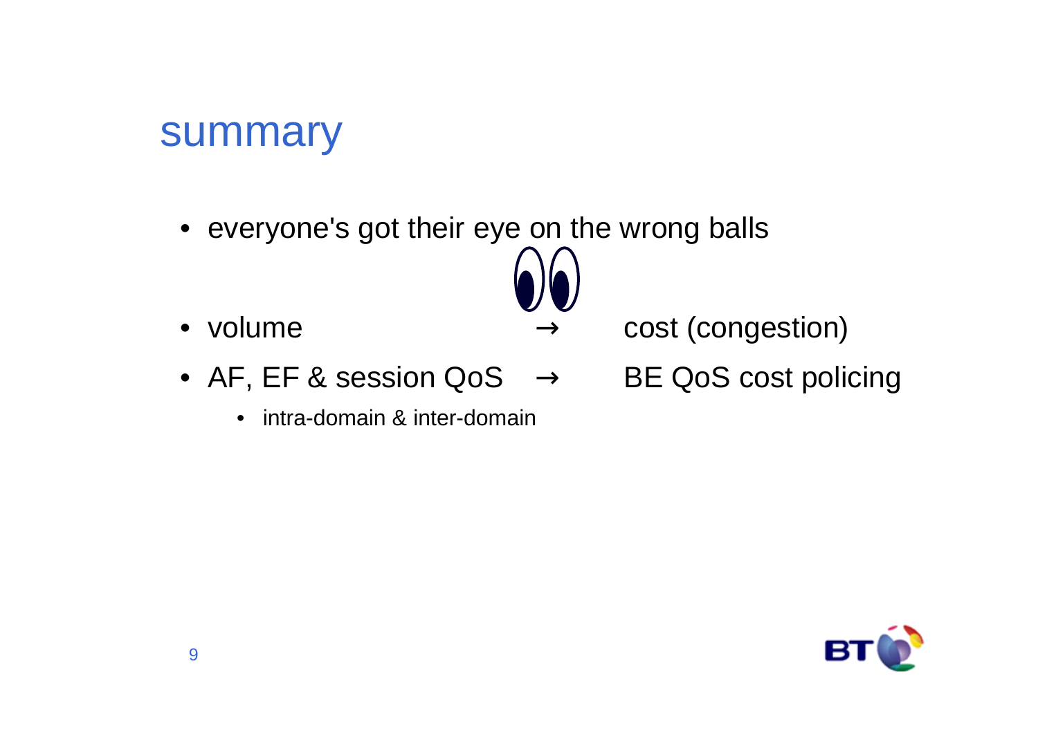# summary

- everyone's got their eye on the wrong balls
- volume → cost (congestion)
- AF, EF & session QoS → BE QoS cost policing
  - intra-domain & inter-domain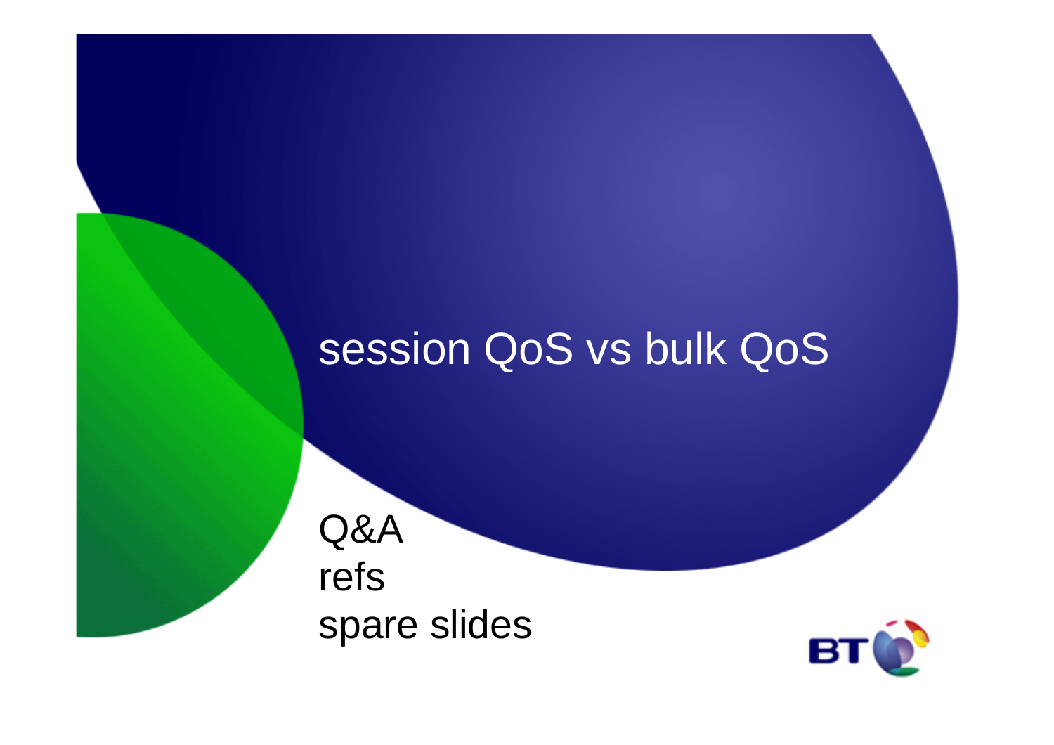# session QoS vs bulk QoS

Q&A

refs

spare slides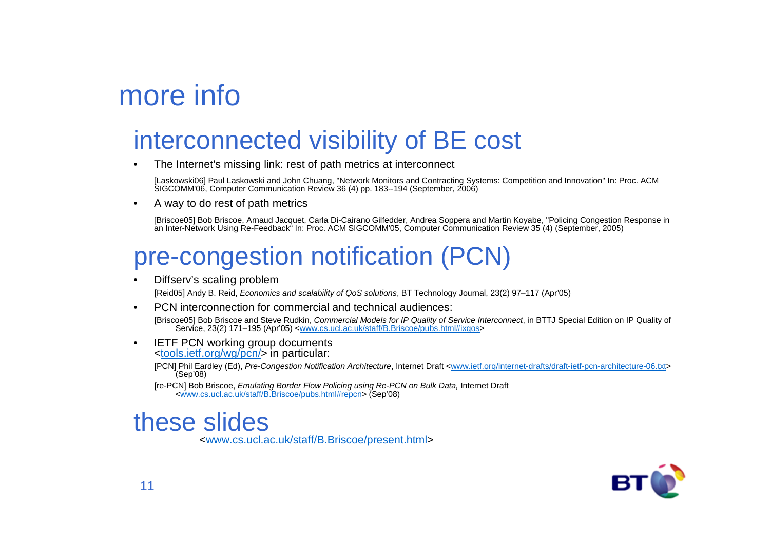# more info

## interconnected visibility of BE cost

- The Internet's missing link: rest of path metrics at interconnect

  [Laskowski06] Paul Laskowski and John Chuang, "Network Monitors and Contracting Systems: Competition and Innovation" In: Proc. ACM SIGCOMM'06, Computer Communication Review 36 (4) pp. 183--194 (September, 2006)

- A way to do rest of path metrics

  [Briscoe05] Bob Briscoe, Arnaud Jacquet, Carla Di-Cairano Gilfedder, Andrea Soppera and Martin Koyabe, "Policing Congestion Response in an Inter-Network Using Re-Feedback“ In: Proc. ACM SIGCOMM'05, Computer Communication Review 35 (4) (September, 2005)

## pre-congestion notification (PCN)

- Diffserv's scaling problem

  [Reid05] Andy B. Reid, *Economics and scalability of QoS solutions*, BT Technology Journal, 23(2) 97–117 (Apr'05)

- PCN interconnection for commercial and technical audiences:

  [Briscoe05] Bob Briscoe and Steve Rudkin, *Commercial Models for IP Quality of Service Interconnect*, in BTTJ Special Edition on IP Quality of Service, 23(2) 171–195 (Apr'05) <www.cs.ucl.ac.uk/staff/B.Briscoe/pubs.html#ixqos>

- IETF PCN working group documents <tools.ietf.org/wg/pcn/> in particular:

  [PCN] Phil Eardley (Ed), *Pre-Congestion Notification Architecture*, Internet Draft <www.ietf.org/internet-drafts/draft-ietf-pcn-architecture-06.txt> (Sep'08)

  [re-PCN] Bob Briscoe, *Emulating Border Flow Policing using Re-PCN on Bulk Data,* Internet Draft <www.cs.ucl.ac.uk/staff/B.Briscoe/pubs.html#repcn> (Sep'08)

## these slides

<www.cs.ucl.ac.uk/staff/B.Briscoe/present.html>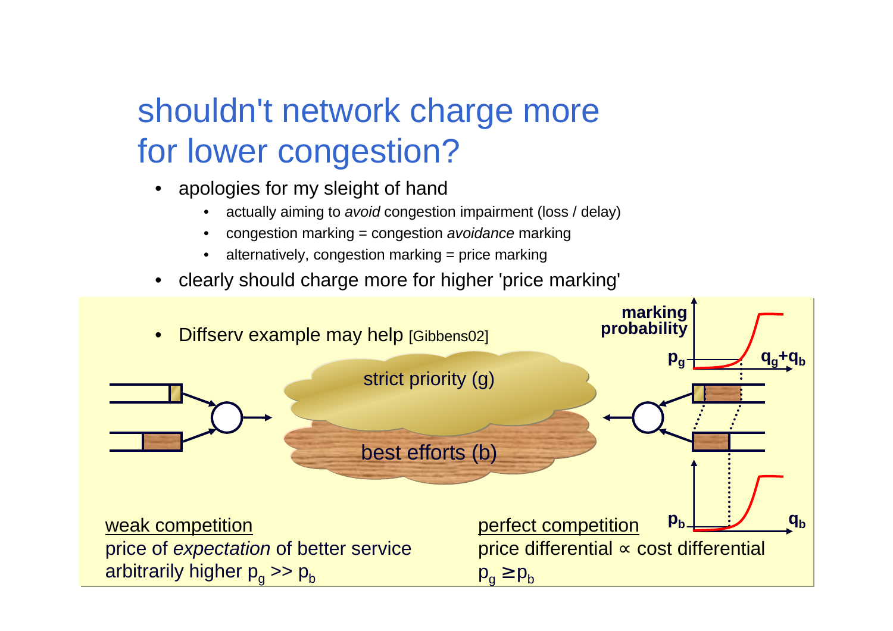# shouldn't network charge more for lower congestion?

- apologies for my sleight of hand
  - actually aiming to *avoid* congestion impairment (loss / delay)
  - congestion marking = congestion *avoidance* marking
  - alternatively, congestion marking = price marking
- clearly should charge more for higher 'price marking'

- Diffserv example may help [Gibbens02]

strict priority (g)

best efforts (b)

marking probability

$p_g$

$q_g$+$q_b$

$p_b$

$q_b$

<u>weak competition</u>
price of *expectation* of better service
arbitrarily higher $p_g >> p_b$

<u>perfect competition</u>
price differential ∝ cost differential
$p_g \geq p_b$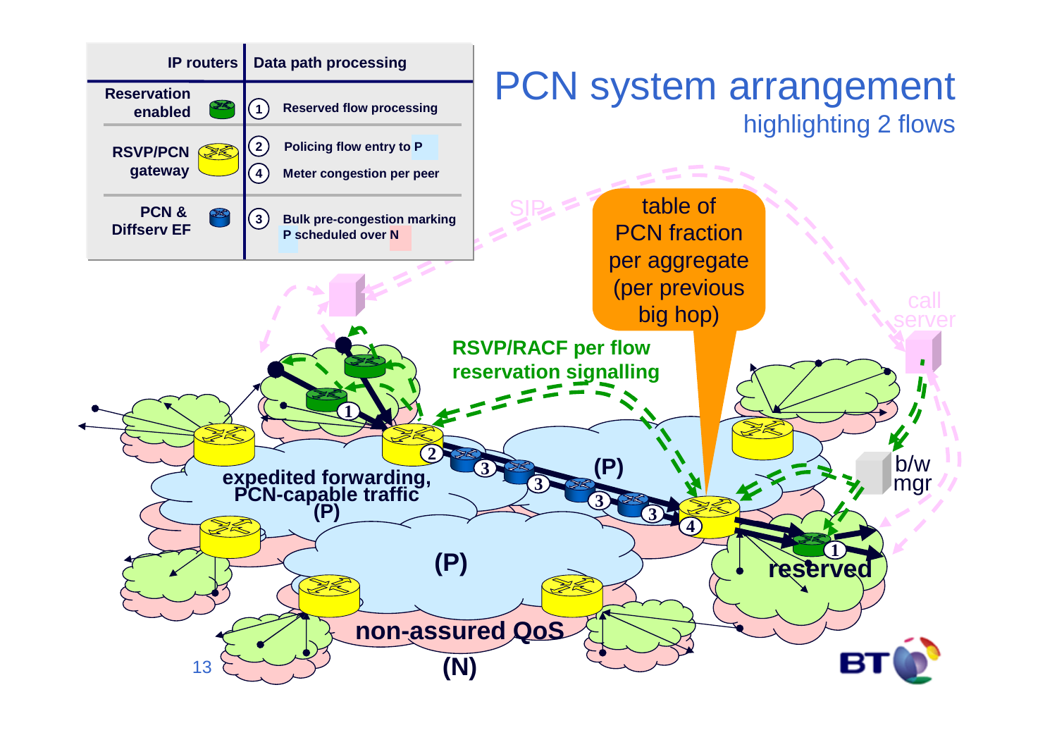# PCN system arrangement

## highlighting 2 flows

| IP routers | Data path processing |
|---|---|
| Reservation enabled | (1) Reserved flow processing |
| RSVP/PCN gateway | (2) Policing flow entry to P<br>(4) Meter congestion per peer |
| PCN & Diffserv EF | (3) Bulk pre-congestion marking P scheduled over N |

table of PCN fraction per aggregate (per previous big hop)

RSVP/RACF per flow reservation signalling

SIP

call server

b/w mgr

expedited forwarding, PCN-capable traffic (P)

(P)

(P)

reserved

non-assured QoS (N)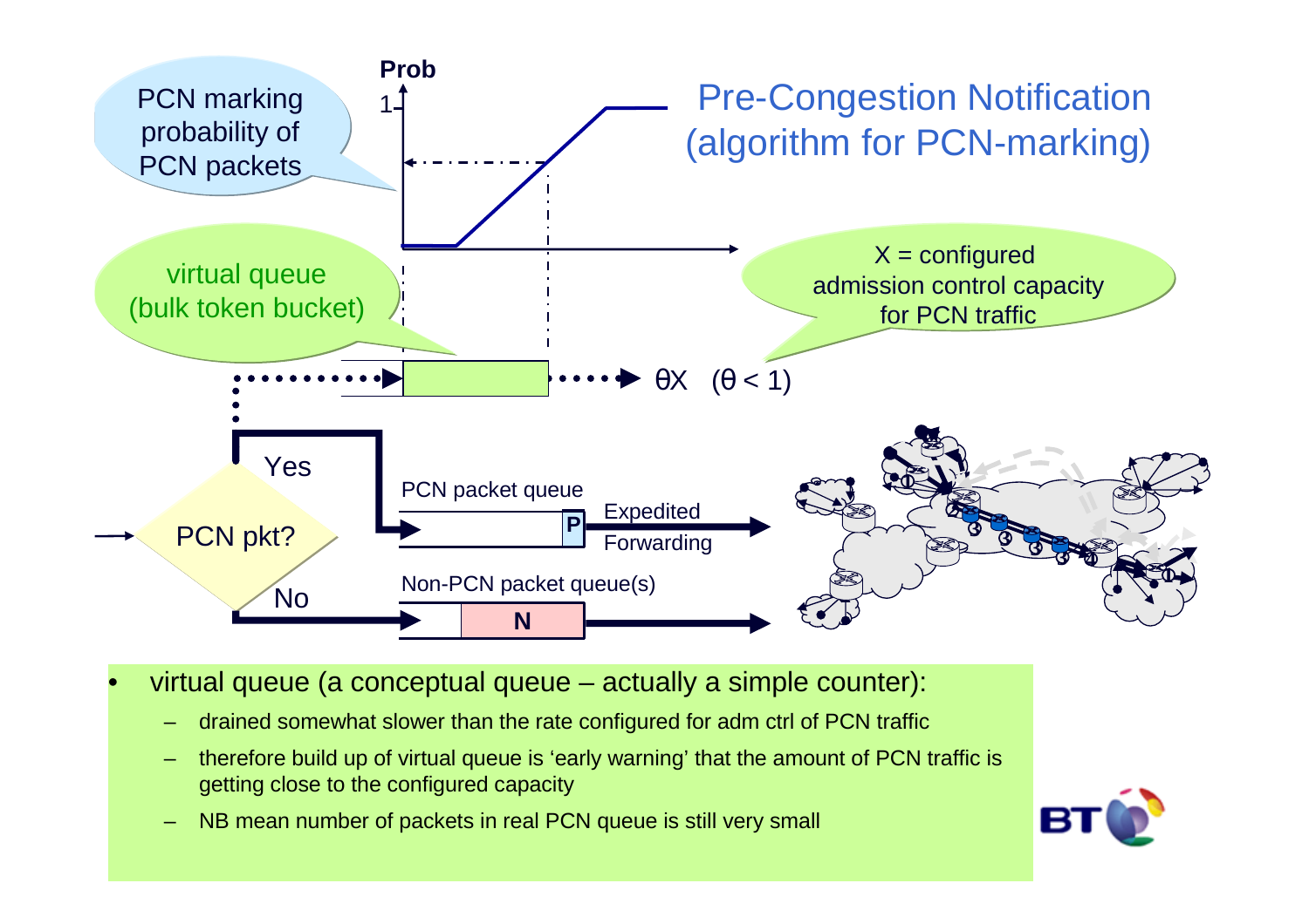# Pre-Congestion Notification (algorithm for PCN-marking)

PCN marking probability of PCN packets

Prob

1

virtual queue (bulk token bucket)

X = configured admission control capacity for PCN traffic

$\theta X$ $(\theta < 1)$

PCN pkt?

Yes

No

PCN packet queue

P

Expedited Forwarding

Non-PCN packet queue(s)

N

- virtual queue (a conceptual queue – actually a simple counter):
  - drained somewhat slower than the rate configured for adm ctrl of PCN traffic
  - therefore build up of virtual queue is 'early warning' that the amount of PCN traffic is getting close to the configured capacity
  - NB mean number of packets in real PCN queue is still very small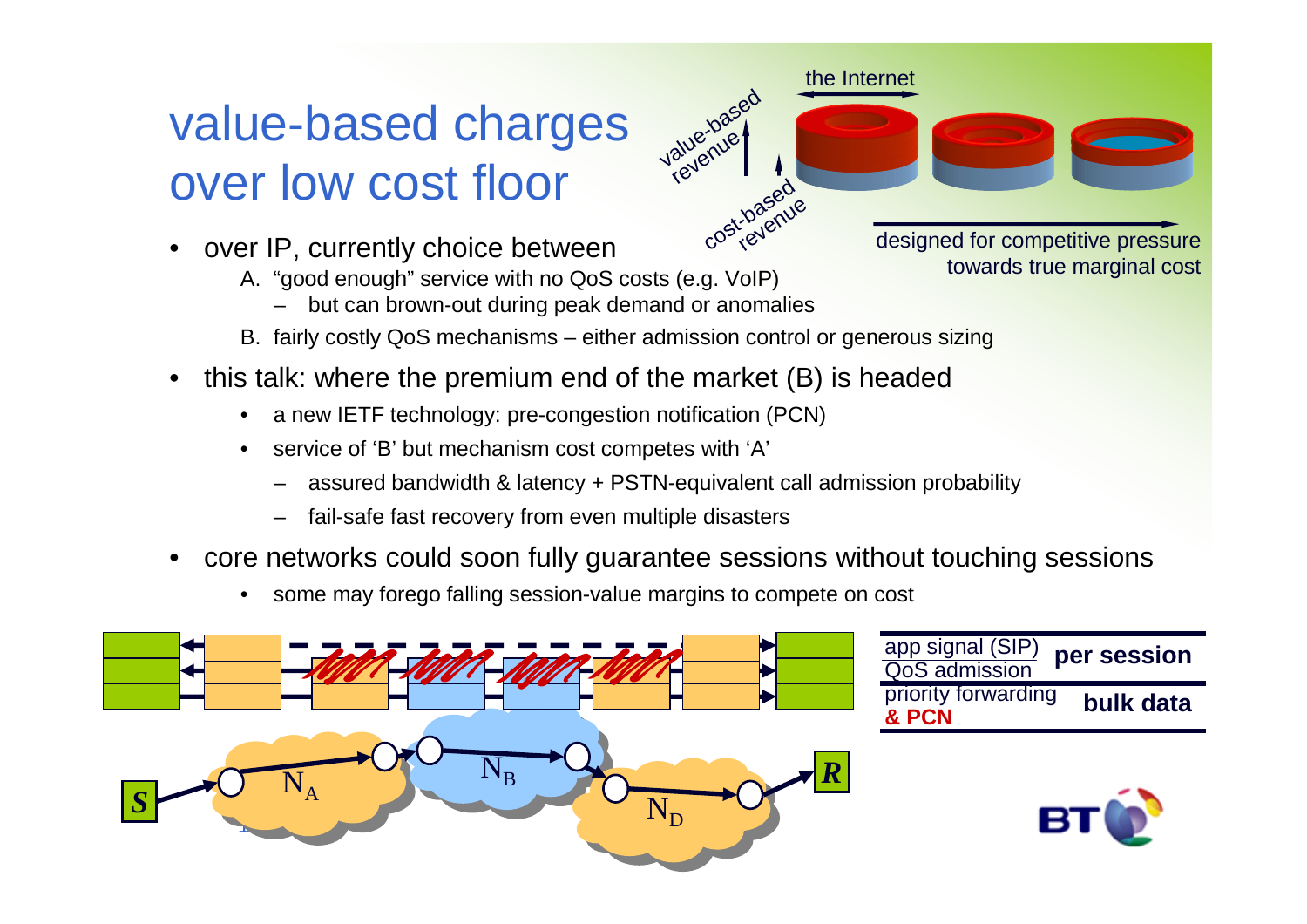# value-based charges over low cost floor

value-based revenue

cost-based revenue

the Internet

designed for competitive pressure towards true marginal cost

- over IP, currently choice between
  A. "good enough" service with no QoS costs (e.g. VoIP)
     – but can brown-out during peak demand or anomalies
  B. fairly costly QoS mechanisms – either admission control or generous sizing
- this talk: where the premium end of the market (B) is headed
  - a new IETF technology: pre-congestion notification (PCN)
  - service of 'B' but mechanism cost competes with 'A'
    – assured bandwidth & latency + PSTN-equivalent call admission probability
    – fail-safe fast recovery from even multiple disasters
- core networks could soon fully guarantee sessions without touching sessions
  - some may forego falling session-value margins to compete on cost

| | |
|---|---|
| app signal (SIP) QoS admission | **per session** |
| priority forwarding **& PCN** | **bulk data** |

S

$N_A$

$N_B$

$N_D$

R